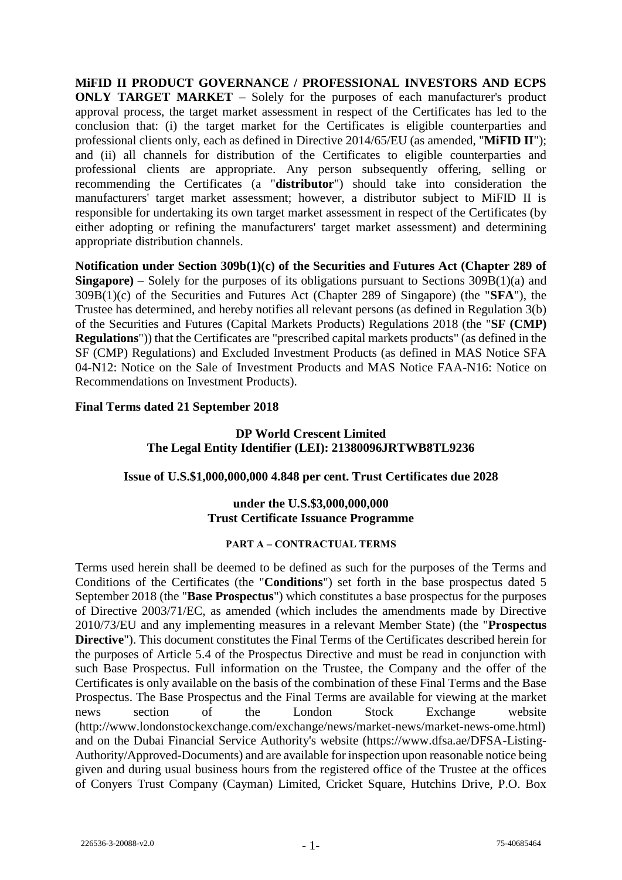**MiFID II PRODUCT GOVERNANCE / PROFESSIONAL INVESTORS AND ECPS ONLY TARGET MARKET** – Solely for the purposes of each manufacturer's product approval process, the target market assessment in respect of the Certificates has led to the conclusion that: (i) the target market for the Certificates is eligible counterparties and professional clients only, each as defined in Directive 2014/65/EU (as amended, "**MiFID II**"); and (ii) all channels for distribution of the Certificates to eligible counterparties and professional clients are appropriate. Any person subsequently offering, selling or recommending the Certificates (a "**distributor**") should take into consideration the manufacturers' target market assessment; however, a distributor subject to MiFID II is responsible for undertaking its own target market assessment in respect of the Certificates (by either adopting or refining the manufacturers' target market assessment) and determining appropriate distribution channels.

**Notification under Section 309b(1)(c) of the Securities and Futures Act (Chapter 289 of Singapore) –** Solely for the purposes of its obligations pursuant to Sections 309B(1)(a) and 309B(1)(c) of the Securities and Futures Act (Chapter 289 of Singapore) (the "**SFA**"), the Trustee has determined, and hereby notifies all relevant persons (as defined in Regulation 3(b) of the Securities and Futures (Capital Markets Products) Regulations 2018 (the "**SF (CMP) Regulations**")) that the Certificates are "prescribed capital markets products" (as defined in the SF (CMP) Regulations) and Excluded Investment Products (as defined in MAS Notice SFA 04-N12: Notice on the Sale of Investment Products and MAS Notice FAA-N16: Notice on Recommendations on Investment Products).

**Final Terms dated 21 September 2018**

**DP World Crescent Limited**
**The Legal Entity Identifier (LEI): 21380096JRTWB8TL9236**

**Issue of U.S.$1,000,000,000 4.848 per cent. Trust Certificates due 2028**

**under the U.S.$3,000,000,000**
**Trust Certificate Issuance Programme**

## PART A – CONTRACTUAL TERMS

Terms used herein shall be deemed to be defined as such for the purposes of the Terms and Conditions of the Certificates (the "**Conditions**") set forth in the base prospectus dated 5 September 2018 (the "**Base Prospectus**") which constitutes a base prospectus for the purposes of Directive 2003/71/EC, as amended (which includes the amendments made by Directive 2010/73/EU and any implementing measures in a relevant Member State) (the "**Prospectus Directive**"). This document constitutes the Final Terms of the Certificates described herein for the purposes of Article 5.4 of the Prospectus Directive and must be read in conjunction with such Base Prospectus. Full information on the Trustee, the Company and the offer of the Certificates is only available on the basis of the combination of these Final Terms and the Base Prospectus. The Base Prospectus and the Final Terms are available for viewing at the market news section of the London Stock Exchange website (http://www.londonstockexchange.com/exchange/news/market-news/market-news-ome.html) and on the Dubai Financial Service Authority's website (https://www.dfsa.ae/DFSA-Listing-Authority/Approved-Documents) and are available for inspection upon reasonable notice being given and during usual business hours from the registered office of the Trustee at the offices of Conyers Trust Company (Cayman) Limited, Cricket Square, Hutchins Drive, P.O. Box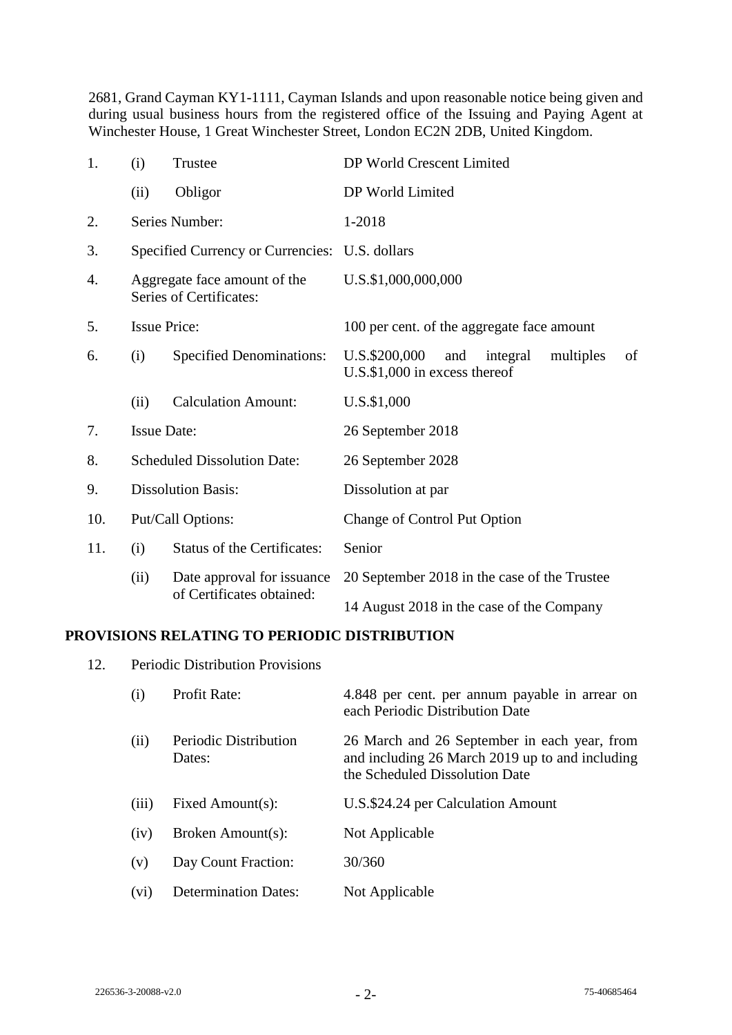2681, Grand Cayman KY1-1111, Cayman Islands and upon reasonable notice being given and during usual business hours from the registered office of the Issuing and Paying Agent at Winchester House, 1 Great Winchester Street, London EC2N 2DB, United Kingdom.

| | | | |
|---|---|---|---|
| 1. | (i) | Trustee | DP World Crescent Limited |
| | (ii) | Obligor | DP World Limited |
| 2. | Series Number: | | 1-2018 |
| 3. | Specified Currency or Currencies: | | U.S. dollars |
| 4. | Aggregate face amount of the Series of Certificates: | | U.S.$1,000,000,000 |
| 5. | Issue Price: | | 100 per cent. of the aggregate face amount |
| 6. | (i) | Specified Denominations: | U.S.$200,000 and integral multiples of U.S.$1,000 in excess thereof |
| | (ii) | Calculation Amount: | U.S.$1,000 |
| 7. | Issue Date: | | 26 September 2018 |
| 8. | Scheduled Dissolution Date: | | 26 September 2028 |
| 9. | Dissolution Basis: | | Dissolution at par |
| 10. | Put/Call Options: | | Change of Control Put Option |
| 11. | (i) | Status of the Certificates: | Senior |
| | (ii) | Date approval for issuance of Certificates obtained: | 20 September 2018 in the case of the Trustee<br>14 August 2018 in the case of the Company |

**PROVISIONS RELATING TO PERIODIC DISTRIBUTION**

| | | | |
|---|---|---|---|
| 12. | Periodic Distribution Provisions | | |
| | (i) | Profit Rate: | 4.848 per cent. per annum payable in arrear on each Periodic Distribution Date |
| | (ii) | Periodic Distribution Dates: | 26 March and 26 September in each year, from and including 26 March 2019 up to and including the Scheduled Dissolution Date |
| | (iii) | Fixed Amount(s): | U.S.$24.24 per Calculation Amount |
| | (iv) | Broken Amount(s): | Not Applicable |
| | (v) | Day Count Fraction: | 30/360 |
| | (vi) | Determination Dates: | Not Applicable |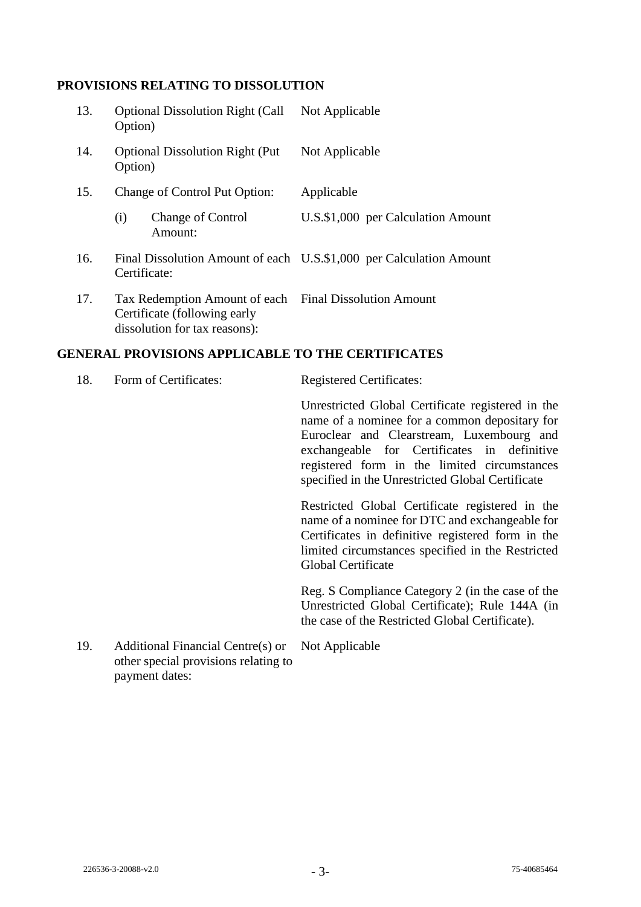## PROVISIONS RELATING TO DISSOLUTION

| | | |
|---|---|---|
| 13. | Optional Dissolution Right (Call Option) | Not Applicable |
| 14. | Optional Dissolution Right (Put Option) | Not Applicable |
| 15. | Change of Control Put Option: | Applicable |
| | (i) Change of Control Amount: | U.S.$1,000 per Calculation Amount |
| 16. | Final Dissolution Amount of each Certificate: | U.S.$1,000 per Calculation Amount |
| 17. | Tax Redemption Amount of each Certificate (following early dissolution for tax reasons): | Final Dissolution Amount |

## GENERAL PROVISIONS APPLICABLE TO THE CERTIFICATES

| | | |
|---|---|---|
| 18. | Form of Certificates: | Registered Certificates:<br><br>Unrestricted Global Certificate registered in the name of a nominee for a common depositary for Euroclear and Clearstream, Luxembourg and exchangeable for Certificates in definitive registered form in the limited circumstances specified in the Unrestricted Global Certificate<br><br>Restricted Global Certificate registered in the name of a nominee for DTC and exchangeable for Certificates in definitive registered form in the limited circumstances specified in the Restricted Global Certificate<br><br>Reg. S Compliance Category 2 (in the case of the Unrestricted Global Certificate); Rule 144A (in the case of the Restricted Global Certificate). |
| 19. | Additional Financial Centre(s) or other special provisions relating to payment dates: | Not Applicable |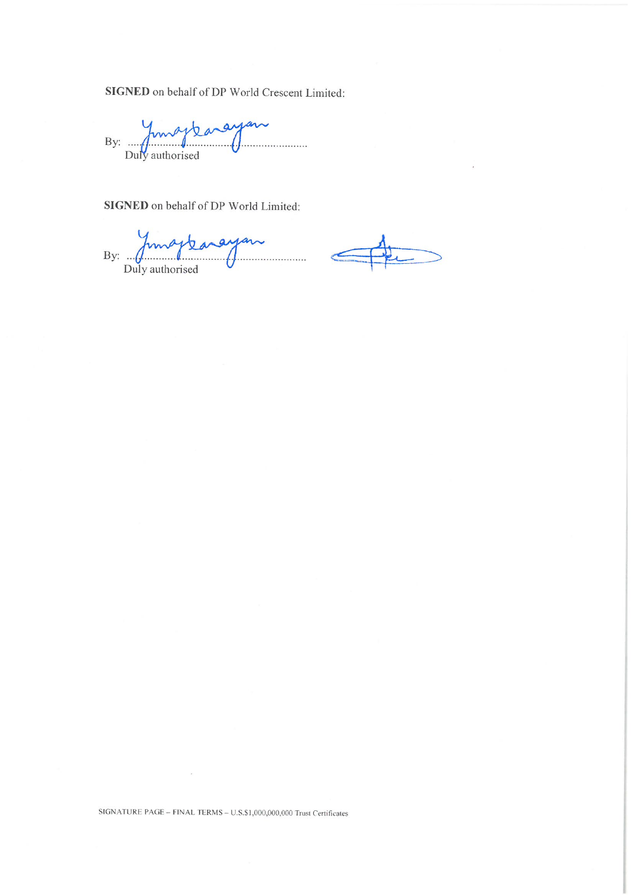**SIGNED** on behalf of DP World Crescent Limited:

By: ..............................................................
Duly authorised

**SIGNED** on behalf of DP World Limited:

By: ..............................................................
Duly authorised

SIGNATURE PAGE – FINAL TERMS – U.S.$1,000,000,000 Trust Certificates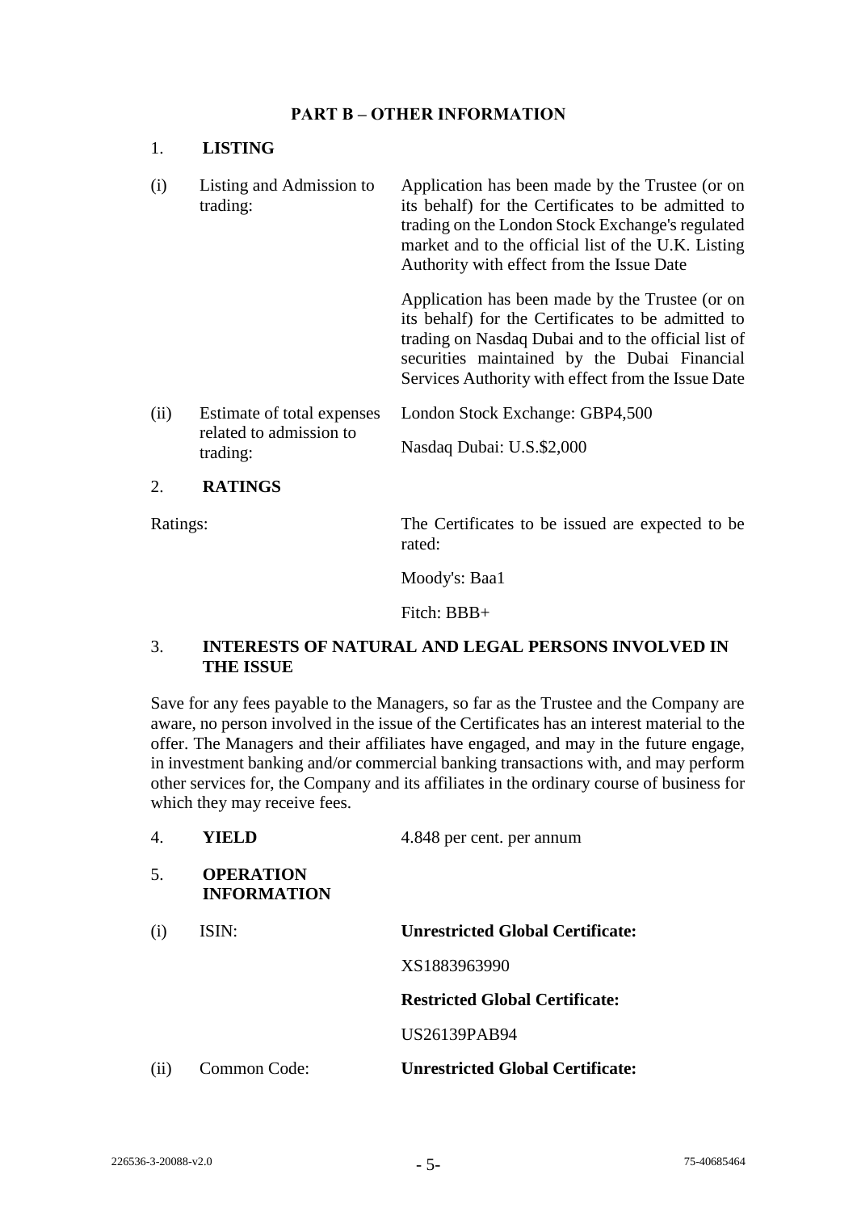## PART B – OTHER INFORMATION

### 1. LISTING

| | | |
|---|---|---|
| (i) | Listing and Admission to trading: | Application has been made by the Trustee (or on its behalf) for the Certificates to be admitted to trading on the London Stock Exchange's regulated market and to the official list of the U.K. Listing Authority with effect from the Issue Date<br><br>Application has been made by the Trustee (or on its behalf) for the Certificates to be admitted to trading on Nasdaq Dubai and to the official list of securities maintained by the Dubai Financial Services Authority with effect from the Issue Date |
| (ii) | Estimate of total expenses related to admission to trading: | London Stock Exchange: GBP4,500<br><br>Nasdaq Dubai: U.S.$2,000 |

### 2. RATINGS

Ratings: The Certificates to be issued are expected to be rated:

Moody's: Baa1

Fitch: BBB+

### 3. INTERESTS OF NATURAL AND LEGAL PERSONS INVOLVED IN THE ISSUE

Save for any fees payable to the Managers, so far as the Trustee and the Company are aware, no person involved in the issue of the Certificates has an interest material to the offer. The Managers and their affiliates have engaged, and may in the future engage, in investment banking and/or commercial banking transactions with, and may perform other services for, the Company and its affiliates in the ordinary course of business for which they may receive fees.

### 4. YIELD

4.848 per cent. per annum

### 5. OPERATION INFORMATION

| | | |
|---|---|---|
| (i) | ISIN: | **Unrestricted Global Certificate:**<br><br>XS1883963990<br><br>**Restricted Global Certificate:**<br><br>US26139PAB94 |
| (ii) | Common Code: | **Unrestricted Global Certificate:** |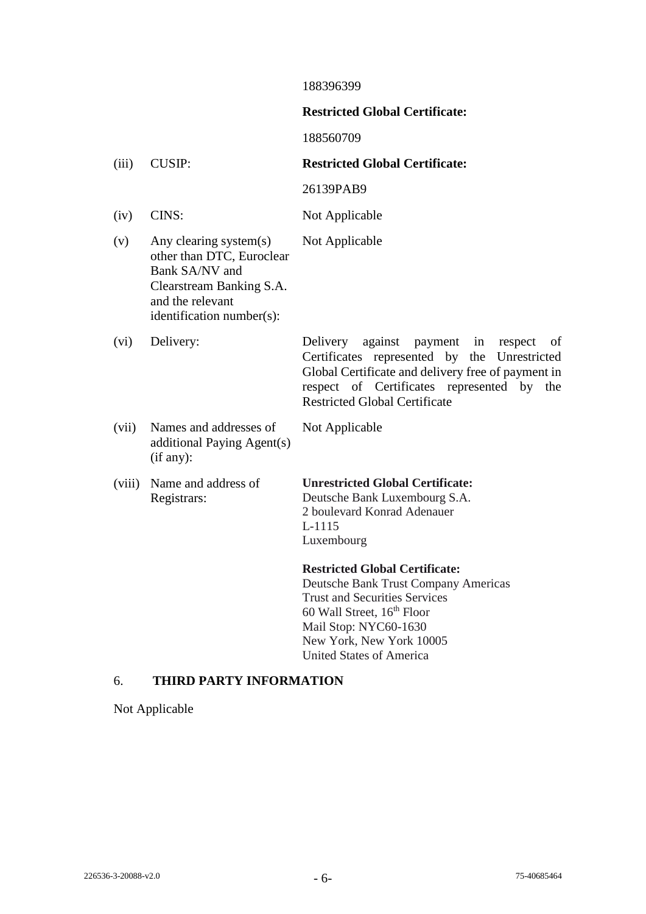| | | |
|---|---|---|
| | | 188396399 |
| | | **Restricted Global Certificate:** |
| | | 188560709 |
| (iii) | CUSIP: | **Restricted Global Certificate:** |
| | | 26139PAB9 |
| (iv) | CINS: | Not Applicable |
| (v) | Any clearing system(s) other than DTC, Euroclear Bank SA/NV and Clearstream Banking S.A. and the relevant identification number(s): | Not Applicable |
| (vi) | Delivery: | Delivery against payment in respect of Certificates represented by the Unrestricted Global Certificate and delivery free of payment in respect of Certificates represented by the Restricted Global Certificate |
| (vii) | Names and addresses of additional Paying Agent(s) (if any): | Not Applicable |
| (viii) | Name and address of Registrars: | **Unrestricted Global Certificate:**<br>Deutsche Bank Luxembourg S.A.<br>2 boulevard Konrad Adenauer<br>L-1115<br>Luxembourg<br><br>**Restricted Global Certificate:**<br>Deutsche Bank Trust Company Americas<br>Trust and Securities Services<br>60 Wall Street, 16th Floor<br>Mail Stop: NYC60-1630<br>New York, New York 10005<br>United States of America |

## 6. THIRD PARTY INFORMATION

Not Applicable